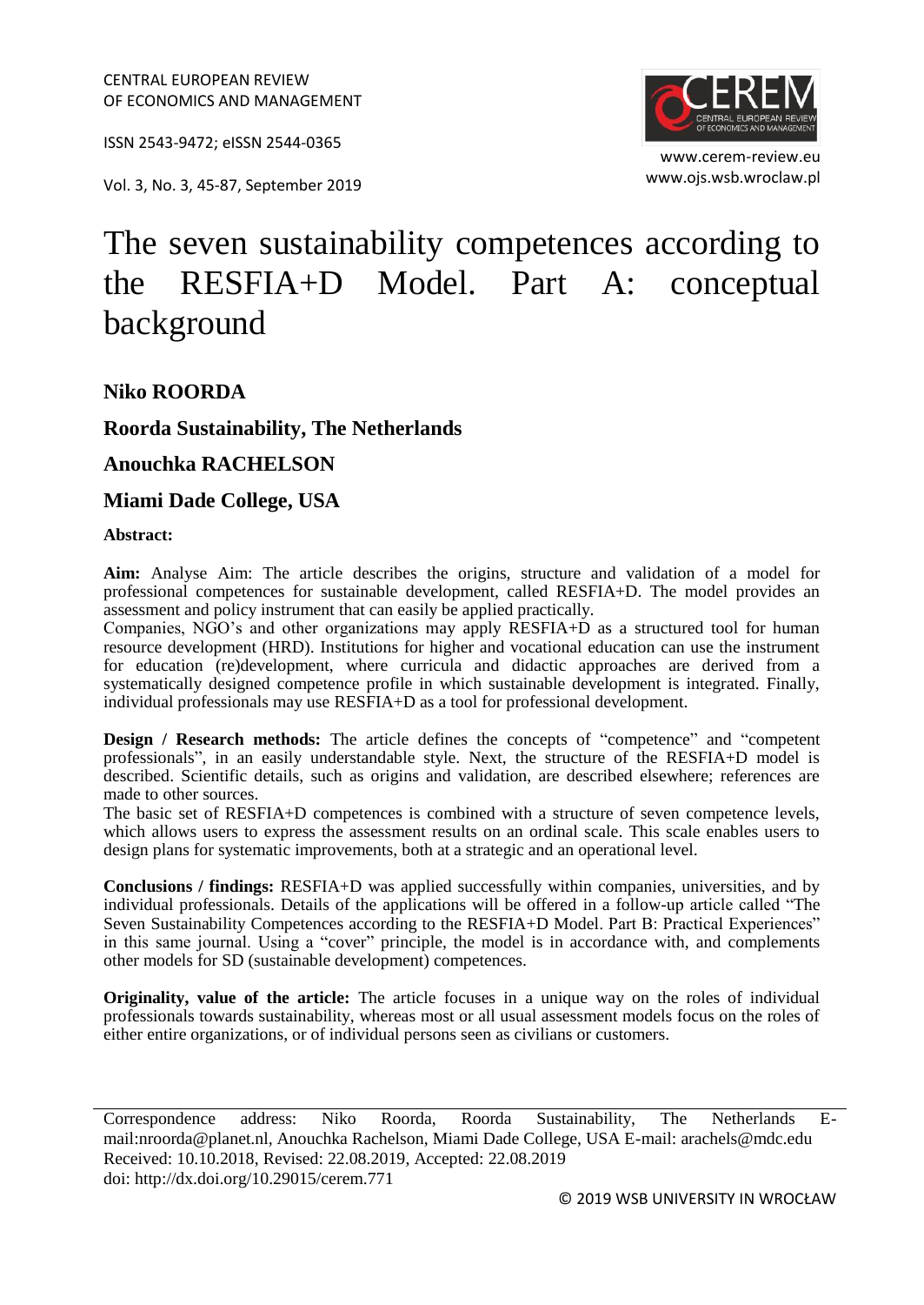CENTRAL EUROPEAN REVIEW OF ECONOMICS AND MANAGEMENT

ISSN 2543-9472; eISSN 2544-0365

Vol. 3, No. 3, 45-87, September 2019

www.cerem-review.eu
www.ojs.wsb.wroclaw.pl

# The seven sustainability competences according to the RESFIA+D Model. Part A: conceptual background

**Niko ROORDA**

**Roorda Sustainability, The Netherlands**

**Anouchka RACHELSON**

**Miami Dade College, USA**

**Abstract:**

**Aim:** Analyse Aim: The article describes the origins, structure and validation of a model for professional competences for sustainable development, called RESFIA+D. The model provides an assessment and policy instrument that can easily be applied practically.

Companies, NGO's and other organizations may apply RESFIA+D as a structured tool for human resource development (HRD). Institutions for higher and vocational education can use the instrument for education (re)development, where curricula and didactic approaches are derived from a systematically designed competence profile in which sustainable development is integrated. Finally, individual professionals may use RESFIA+D as a tool for professional development.

**Design / Research methods:** The article defines the concepts of "competence" and "competent professionals", in an easily understandable style. Next, the structure of the RESFIA+D model is described. Scientific details, such as origins and validation, are described elsewhere; references are made to other sources.

The basic set of RESFIA+D competences is combined with a structure of seven competence levels, which allows users to express the assessment results on an ordinal scale. This scale enables users to design plans for systematic improvements, both at a strategic and an operational level.

**Conclusions / findings:** RESFIA+D was applied successfully within companies, universities, and by individual professionals. Details of the applications will be offered in a follow-up article called "The Seven Sustainability Competences according to the RESFIA+D Model. Part B: Practical Experiences" in this same journal. Using a "cover" principle, the model is in accordance with, and complements other models for SD (sustainable development) competences.

**Originality, value of the article:** The article focuses in a unique way on the roles of individual professionals towards sustainability, whereas most or all usual assessment models focus on the roles of either entire organizations, or of individual persons seen as civilians or customers.

---

Correspondence address: Niko Roorda, Roorda Sustainability, The Netherlands E-mail:nroorda@planet.nl, Anouchka Rachelson, Miami Dade College, USA E-mail: arachels@mdc.edu
Received: 10.10.2018, Revised: 22.08.2019, Accepted: 22.08.2019
doi: http://dx.doi.org/10.29015/cerem.771

© 2019 WSB UNIVERSITY IN WROCŁAW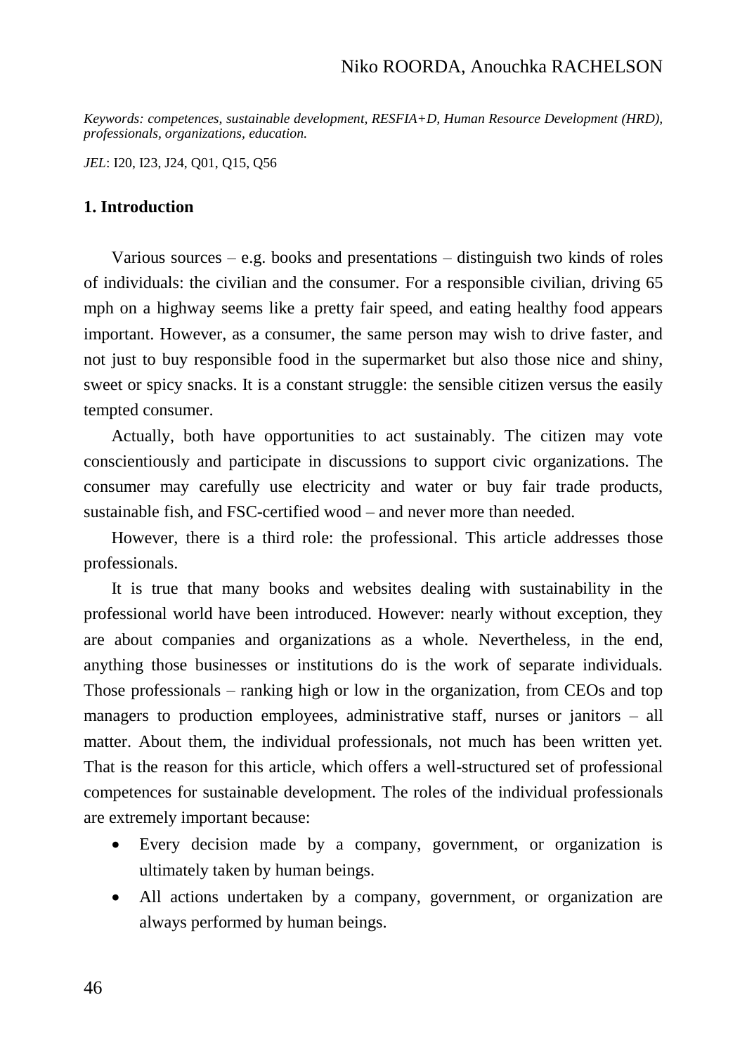*Keywords: competences, sustainable development, RESFIA+D, Human Resource Development (HRD), professionals, organizations, education.*

*JEL*: I20, I23, J24, Q01, Q15, Q56

## 1. Introduction

Various sources – e.g. books and presentations – distinguish two kinds of roles of individuals: the civilian and the consumer. For a responsible civilian, driving 65 mph on a highway seems like a pretty fair speed, and eating healthy food appears important. However, as a consumer, the same person may wish to drive faster, and not just to buy responsible food in the supermarket but also those nice and shiny, sweet or spicy snacks. It is a constant struggle: the sensible citizen versus the easily tempted consumer.

Actually, both have opportunities to act sustainably. The citizen may vote conscientiously and participate in discussions to support civic organizations. The consumer may carefully use electricity and water or buy fair trade products, sustainable fish, and FSC-certified wood – and never more than needed.

However, there is a third role: the professional. This article addresses those professionals.

It is true that many books and websites dealing with sustainability in the professional world have been introduced. However: nearly without exception, they are about companies and organizations as a whole. Nevertheless, in the end, anything those businesses or institutions do is the work of separate individuals. Those professionals – ranking high or low in the organization, from CEOs and top managers to production employees, administrative staff, nurses or janitors – all matter. About them, the individual professionals, not much has been written yet. That is the reason for this article, which offers a well-structured set of professional competences for sustainable development. The roles of the individual professionals are extremely important because:

- Every decision made by a company, government, or organization is ultimately taken by human beings.
- All actions undertaken by a company, government, or organization are always performed by human beings.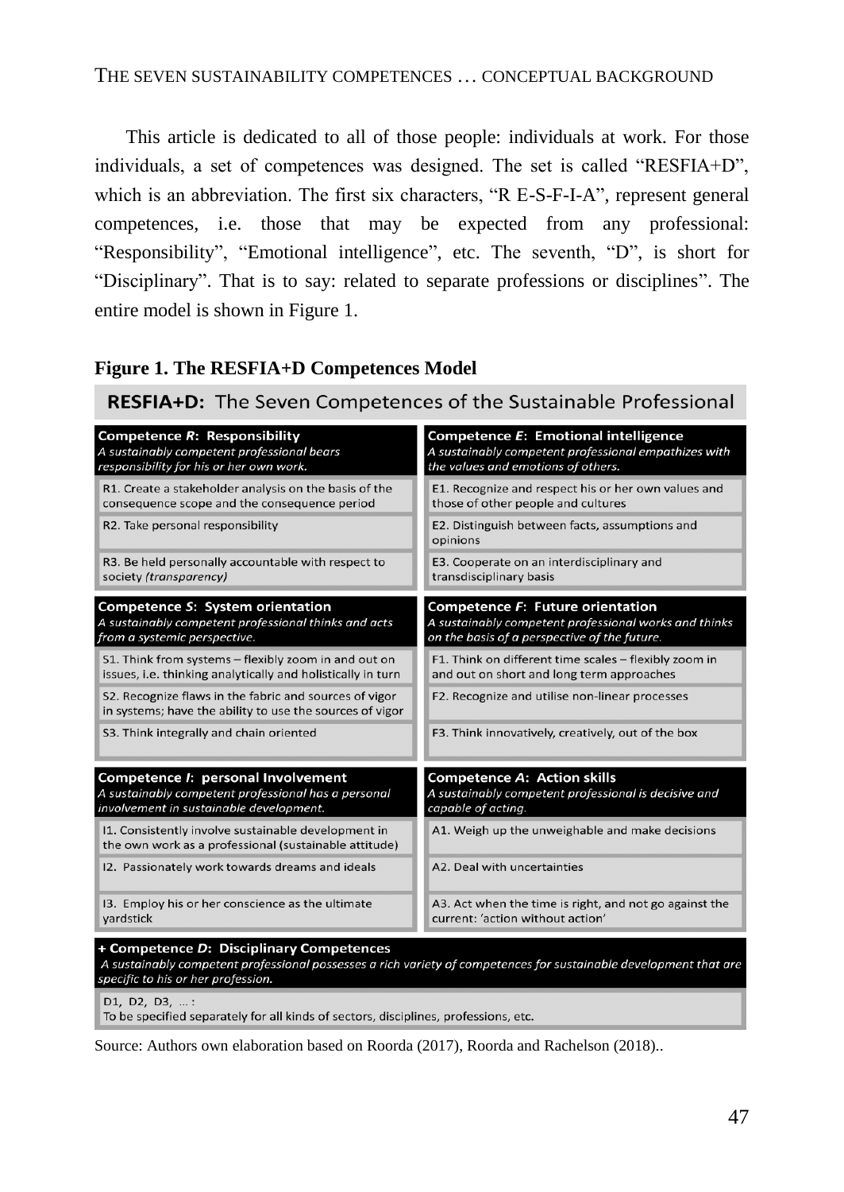This article is dedicated to all of those people: individuals at work. For those individuals, a set of competences was designed. The set is called "RESFIA+D", which is an abbreviation. The first six characters, "R E-S-F-I-A", represent general competences, i.e. those that may be expected from any professional: "Responsibility", "Emotional intelligence", etc. The seventh, "D", is short for "Disciplinary". That is to say: related to separate professions or disciplines". The entire model is shown in Figure 1.

**Figure 1. The RESFIA+D Competences Model**

**RESFIA+D:** The Seven Competences of the Sustainable Professional

| **Competence *R*: Responsibility** *A sustainably competent professional bears responsibility for his or her own work.* | **Competence *E*: Emotional intelligence** *A sustainably competent professional empathizes with the values and emotions of others.* |
|---|---|
| R1. Create a stakeholder analysis on the basis of the consequence scope and the consequence period | E1. Recognize and respect his or her own values and those of other people and cultures |
| R2. Take personal responsibility | E2. Distinguish between facts, assumptions and opinions |
| R3. Be held personally accountable with respect to society *(transparency)* | E3. Cooperate on an interdisciplinary and transdisciplinary basis |
| **Competence *S*: System orientation** *A sustainably competent professional thinks and acts from a systemic perspective.* | **Competence *F*: Future orientation** *A sustainably competent professional works and thinks on the basis of a perspective of the future.* |
| S1. Think from systems – flexibly zoom in and out on issues, i.e. thinking analytically and holistically in turn | F1. Think on different time scales – flexibly zoom in and out on short and long term approaches |
| S2. Recognize flaws in the fabric and sources of vigor in systems; have the ability to use the sources of vigor | F2. Recognize and utilise non-linear processes |
| S3. Think integrally and chain oriented | F3. Think innovatively, creatively, out of the box |
| **Competence *I*: personal Involvement** *A sustainably competent professional has a personal involvement in sustainable development.* | **Competence *A*: Action skills** *A sustainably competent professional is decisive and capable of acting.* |
| I1. Consistently involve sustainable development in the own work as a professional (sustainable attitude) | A1. Weigh up the unweighable and make decisions |
| I2. Passionately work towards dreams and ideals | A2. Deal with uncertainties |
| I3. Employ his or her conscience as the ultimate yardstick | A3. Act when the time is right, and not go against the current: 'action without action' |

| **+ Competence *D*: Disciplinary Competences** *A sustainably competent professional possesses a rich variety of competences for sustainable development that are specific to his or her profession.* |
|---|
| D1, D2, D3, ... : To be specified separately for all kinds of sectors, disciplines, professions, etc. |

Source: Authors own elaboration based on Roorda (2017), Roorda and Rachelson (2018)..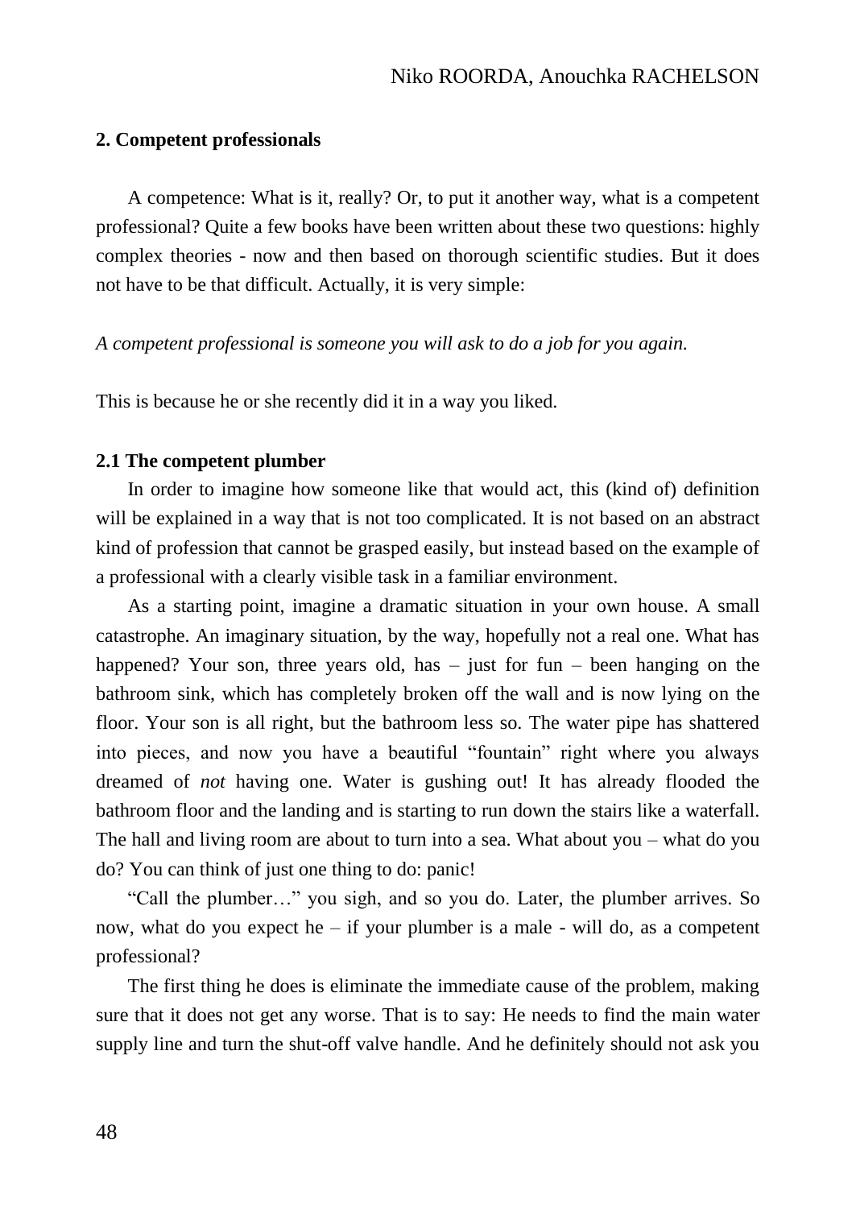## 2. Competent professionals

A competence: What is it, really? Or, to put it another way, what is a competent professional? Quite a few books have been written about these two questions: highly complex theories - now and then based on thorough scientific studies. But it does not have to be that difficult. Actually, it is very simple:

*A competent professional is someone you will ask to do a job for you again.*

This is because he or she recently did it in a way you liked.

### 2.1 The competent plumber

In order to imagine how someone like that would act, this (kind of) definition will be explained in a way that is not too complicated. It is not based on an abstract kind of profession that cannot be grasped easily, but instead based on the example of a professional with a clearly visible task in a familiar environment.

As a starting point, imagine a dramatic situation in your own house. A small catastrophe. An imaginary situation, by the way, hopefully not a real one. What has happened? Your son, three years old, has – just for fun – been hanging on the bathroom sink, which has completely broken off the wall and is now lying on the floor. Your son is all right, but the bathroom less so. The water pipe has shattered into pieces, and now you have a beautiful "fountain" right where you always dreamed of *not* having one. Water is gushing out! It has already flooded the bathroom floor and the landing and is starting to run down the stairs like a waterfall. The hall and living room are about to turn into a sea. What about you – what do you do? You can think of just one thing to do: panic!

"Call the plumber…" you sigh, and so you do. Later, the plumber arrives. So now, what do you expect he – if your plumber is a male - will do, as a competent professional?

The first thing he does is eliminate the immediate cause of the problem, making sure that it does not get any worse. That is to say: He needs to find the main water supply line and turn the shut-off valve handle. And he definitely should not ask you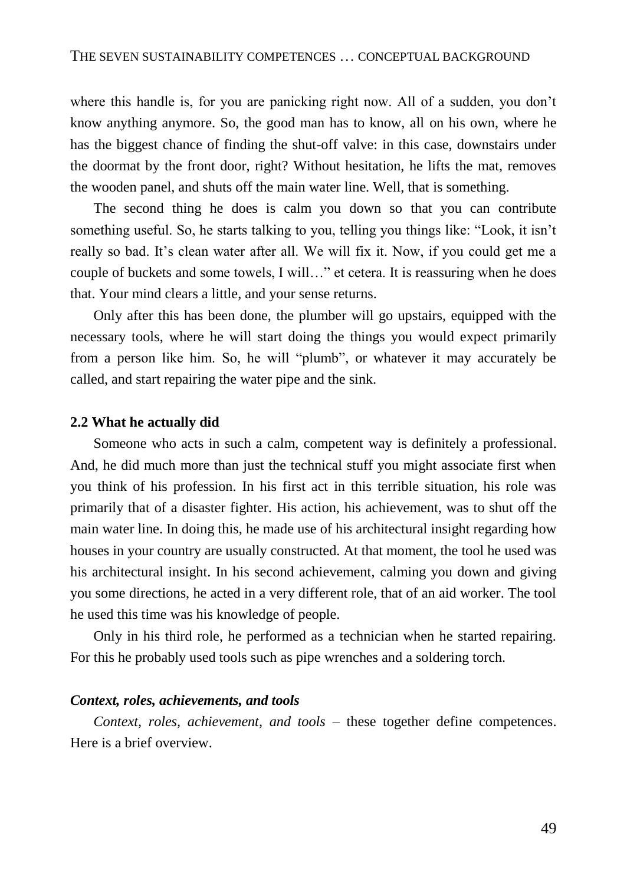where this handle is, for you are panicking right now. All of a sudden, you don't know anything anymore. So, the good man has to know, all on his own, where he has the biggest chance of finding the shut-off valve: in this case, downstairs under the doormat by the front door, right? Without hesitation, he lifts the mat, removes the wooden panel, and shuts off the main water line. Well, that is something.

The second thing he does is calm you down so that you can contribute something useful. So, he starts talking to you, telling you things like: "Look, it isn't really so bad. It's clean water after all. We will fix it. Now, if you could get me a couple of buckets and some towels, I will…" et cetera. It is reassuring when he does that. Your mind clears a little, and your sense returns.

Only after this has been done, the plumber will go upstairs, equipped with the necessary tools, where he will start doing the things you would expect primarily from a person like him. So, he will "plumb", or whatever it may accurately be called, and start repairing the water pipe and the sink.

### 2.2 What he actually did

Someone who acts in such a calm, competent way is definitely a professional. And, he did much more than just the technical stuff you might associate first when you think of his profession. In his first act in this terrible situation, his role was primarily that of a disaster fighter. His action, his achievement, was to shut off the main water line. In doing this, he made use of his architectural insight regarding how houses in your country are usually constructed. At that moment, the tool he used was his architectural insight. In his second achievement, calming you down and giving you some directions, he acted in a very different role, that of an aid worker. The tool he used this time was his knowledge of people.

Only in his third role, he performed as a technician when he started repairing. For this he probably used tools such as pipe wrenches and a soldering torch.

#### *Context, roles, achievements, and tools*

*Context, roles, achievement, and tools* – these together define competences. Here is a brief overview.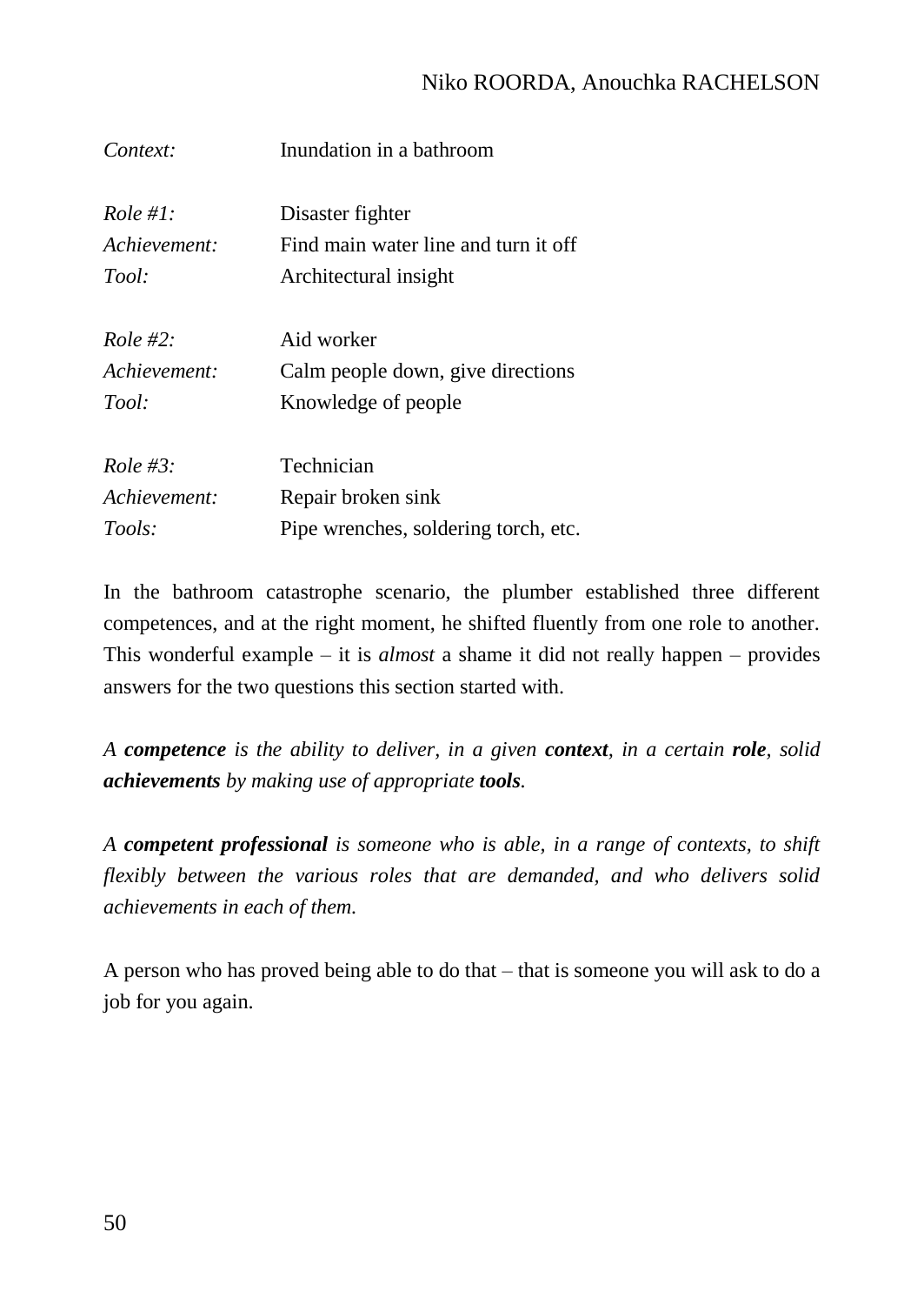| | |
|---|---|
| *Context:* | Inundation in a bathroom |
| | |
| *Role #1:* | Disaster fighter |
| *Achievement:* | Find main water line and turn it off |
| *Tool:* | Architectural insight |
| | |
| *Role #2:* | Aid worker |
| *Achievement:* | Calm people down, give directions |
| *Tool:* | Knowledge of people |
| | |
| *Role #3:* | Technician |
| *Achievement:* | Repair broken sink |
| *Tools:* | Pipe wrenches, soldering torch, etc. |

In the bathroom catastrophe scenario, the plumber established three different competences, and at the right moment, he shifted fluently from one role to another. This wonderful example – it is *almost* a shame it did not really happen – provides answers for the two questions this section started with.

*A **competence** is the ability to deliver, in a given **context**, in a certain **role**, solid **achievements** by making use of appropriate **tools**.*

*A **competent professional** is someone who is able, in a range of contexts, to shift flexibly between the various roles that are demanded, and who delivers solid achievements in each of them.*

A person who has proved being able to do that – that is someone you will ask to do a job for you again.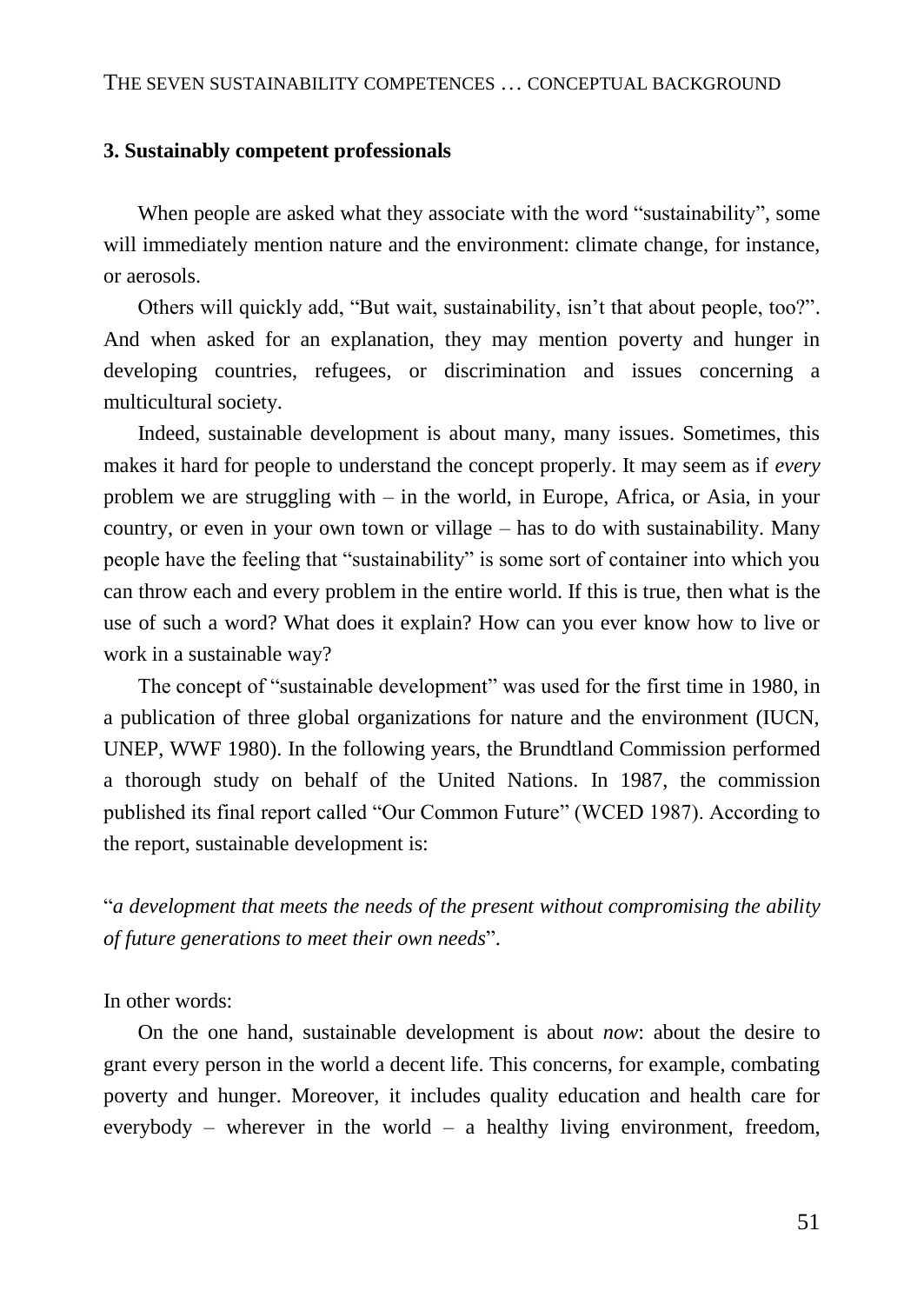### 3. Sustainably competent professionals

When people are asked what they associate with the word "sustainability", some will immediately mention nature and the environment: climate change, for instance, or aerosols.

Others will quickly add, "But wait, sustainability, isn't that about people, too?". And when asked for an explanation, they may mention poverty and hunger in developing countries, refugees, or discrimination and issues concerning a multicultural society.

Indeed, sustainable development is about many, many issues. Sometimes, this makes it hard for people to understand the concept properly. It may seem as if *every* problem we are struggling with – in the world, in Europe, Africa, or Asia, in your country, or even in your own town or village – has to do with sustainability. Many people have the feeling that "sustainability" is some sort of container into which you can throw each and every problem in the entire world. If this is true, then what is the use of such a word? What does it explain? How can you ever know how to live or work in a sustainable way?

The concept of "sustainable development" was used for the first time in 1980, in a publication of three global organizations for nature and the environment (IUCN, UNEP, WWF 1980). In the following years, the Brundtland Commission performed a thorough study on behalf of the United Nations. In 1987, the commission published its final report called "Our Common Future" (WCED 1987). According to the report, sustainable development is:

"*a development that meets the needs of the present without compromising the ability of future generations to meet their own needs*".

In other words:

On the one hand, sustainable development is about *now*: about the desire to grant every person in the world a decent life. This concerns, for example, combating poverty and hunger. Moreover, it includes quality education and health care for everybody – wherever in the world – a healthy living environment, freedom,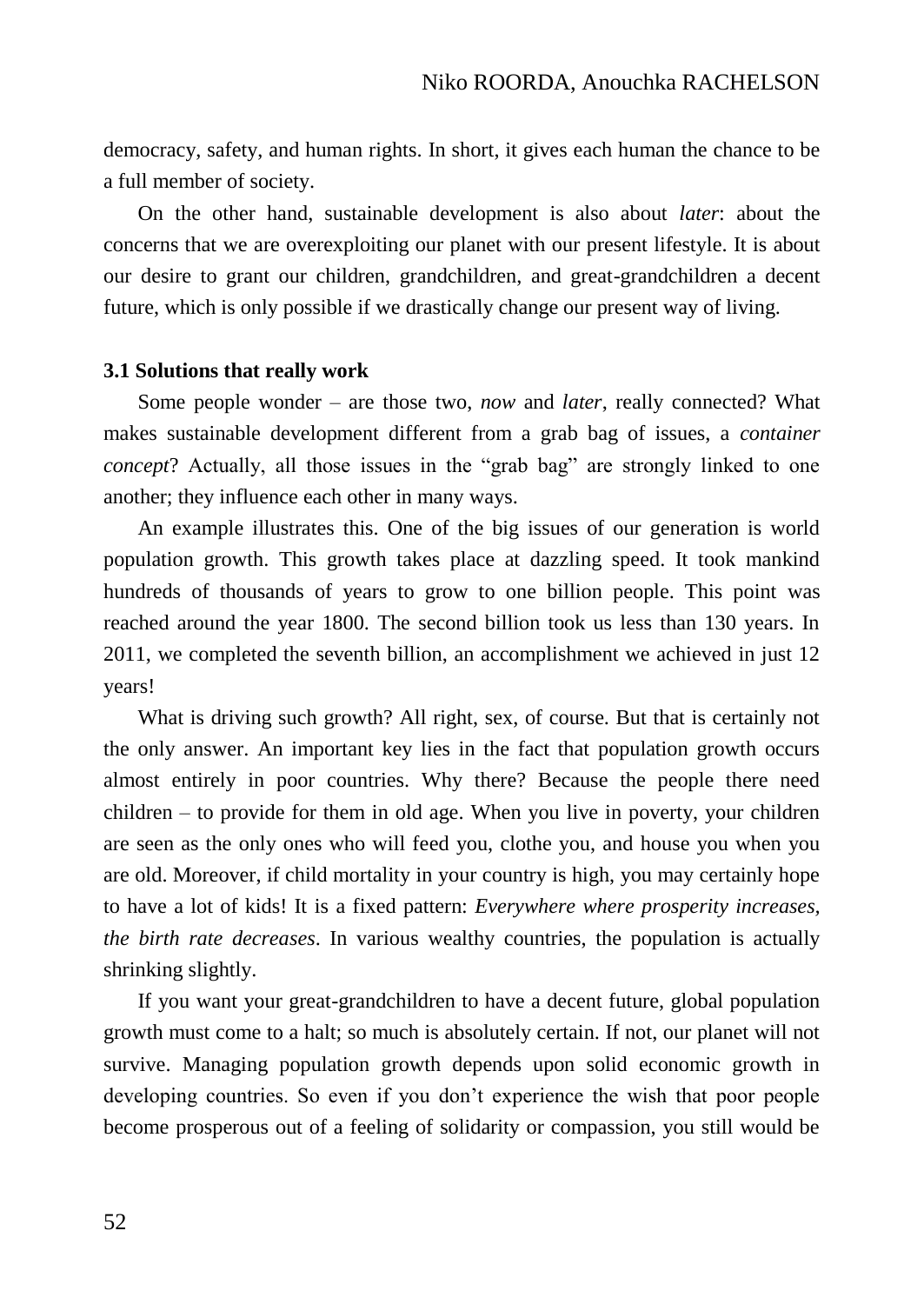democracy, safety, and human rights. In short, it gives each human the chance to be a full member of society.

On the other hand, sustainable development is also about *later*: about the concerns that we are overexploiting our planet with our present lifestyle. It is about our desire to grant our children, grandchildren, and great-grandchildren a decent future, which is only possible if we drastically change our present way of living.

### 3.1 Solutions that really work

Some people wonder – are those two, *now* and *later*, really connected? What makes sustainable development different from a grab bag of issues, a *container concept*? Actually, all those issues in the "grab bag" are strongly linked to one another; they influence each other in many ways.

An example illustrates this. One of the big issues of our generation is world population growth. This growth takes place at dazzling speed. It took mankind hundreds of thousands of years to grow to one billion people. This point was reached around the year 1800. The second billion took us less than 130 years. In 2011, we completed the seventh billion, an accomplishment we achieved in just 12 years!

What is driving such growth? All right, sex, of course. But that is certainly not the only answer. An important key lies in the fact that population growth occurs almost entirely in poor countries. Why there? Because the people there need children – to provide for them in old age. When you live in poverty, your children are seen as the only ones who will feed you, clothe you, and house you when you are old. Moreover, if child mortality in your country is high, you may certainly hope to have a lot of kids! It is a fixed pattern: *Everywhere where prosperity increases, the birth rate decreases*. In various wealthy countries, the population is actually shrinking slightly.

If you want your great-grandchildren to have a decent future, global population growth must come to a halt; so much is absolutely certain. If not, our planet will not survive. Managing population growth depends upon solid economic growth in developing countries. So even if you don't experience the wish that poor people become prosperous out of a feeling of solidarity or compassion, you still would be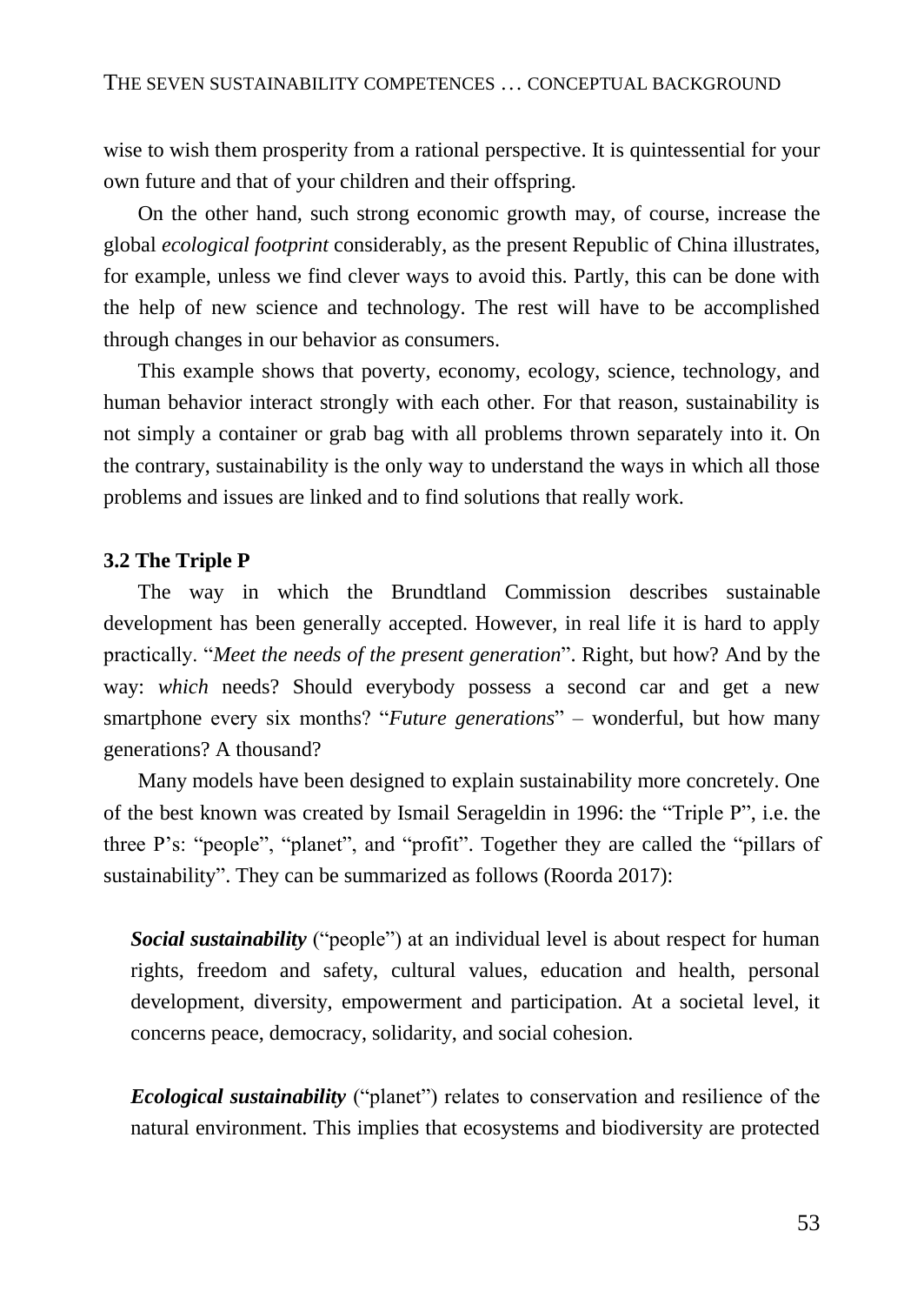wise to wish them prosperity from a rational perspective. It is quintessential for your own future and that of your children and their offspring.

On the other hand, such strong economic growth may, of course, increase the global *ecological footprint* considerably, as the present Republic of China illustrates, for example, unless we find clever ways to avoid this. Partly, this can be done with the help of new science and technology. The rest will have to be accomplished through changes in our behavior as consumers.

This example shows that poverty, economy, ecology, science, technology, and human behavior interact strongly with each other. For that reason, sustainability is not simply a container or grab bag with all problems thrown separately into it. On the contrary, sustainability is the only way to understand the ways in which all those problems and issues are linked and to find solutions that really work.

### 3.2 The Triple P

The way in which the Brundtland Commission describes sustainable development has been generally accepted. However, in real life it is hard to apply practically. "*Meet the needs of the present generation*". Right, but how? And by the way: *which* needs? Should everybody possess a second car and get a new smartphone every six months? "*Future generations*" – wonderful, but how many generations? A thousand?

Many models have been designed to explain sustainability more concretely. One of the best known was created by Ismail Serageldin in 1996: the "Triple P", i.e. the three P's: "people", "planet", and "profit". Together they are called the "pillars of sustainability". They can be summarized as follows (Roorda 2017):

> ***Social sustainability*** ("people") at an individual level is about respect for human rights, freedom and safety, cultural values, education and health, personal development, diversity, empowerment and participation. At a societal level, it concerns peace, democracy, solidarity, and social cohesion.
>
> ***Ecological sustainability*** ("planet") relates to conservation and resilience of the natural environment. This implies that ecosystems and biodiversity are protected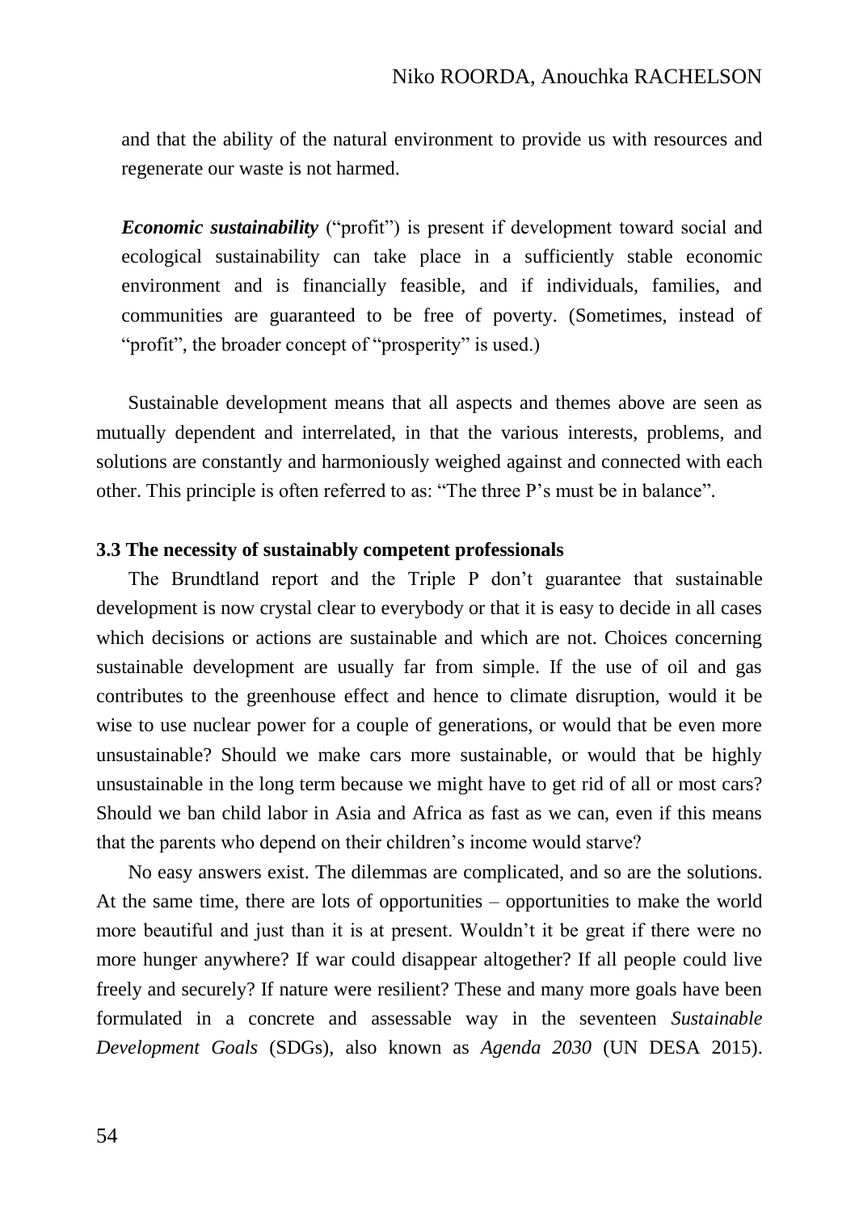and that the ability of the natural environment to provide us with resources and regenerate our waste is not harmed.

***Economic sustainability*** ("profit") is present if development toward social and ecological sustainability can take place in a sufficiently stable economic environment and is financially feasible, and if individuals, families, and communities are guaranteed to be free of poverty. (Sometimes, instead of "profit", the broader concept of "prosperity" is used.)

Sustainable development means that all aspects and themes above are seen as mutually dependent and interrelated, in that the various interests, problems, and solutions are constantly and harmoniously weighed against and connected with each other. This principle is often referred to as: "The three P's must be in balance".

### 3.3 The necessity of sustainably competent professionals

The Brundtland report and the Triple P don't guarantee that sustainable development is now crystal clear to everybody or that it is easy to decide in all cases which decisions or actions are sustainable and which are not. Choices concerning sustainable development are usually far from simple. If the use of oil and gas contributes to the greenhouse effect and hence to climate disruption, would it be wise to use nuclear power for a couple of generations, or would that be even more unsustainable? Should we make cars more sustainable, or would that be highly unsustainable in the long term because we might have to get rid of all or most cars? Should we ban child labor in Asia and Africa as fast as we can, even if this means that the parents who depend on their children's income would starve?

No easy answers exist. The dilemmas are complicated, and so are the solutions. At the same time, there are lots of opportunities – opportunities to make the world more beautiful and just than it is at present. Wouldn't it be great if there were no more hunger anywhere? If war could disappear altogether? If all people could live freely and securely? If nature were resilient? These and many more goals have been formulated in a concrete and assessable way in the seventeen *Sustainable Development Goals* (SDGs), also known as *Agenda 2030* (UN DESA 2015).